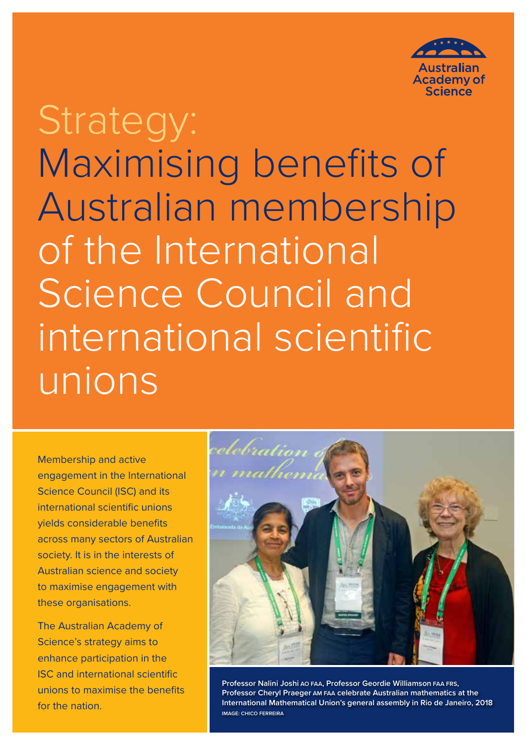Australian Academy of Science

# Strategy: Maximising benefits of Australian membership of the International Science Council and international scientific unions

Membership and active engagement in the International Science Council (ISC) and its international scientific unions yields considerable benefits across many sectors of Australian society. It is in the interests of Australian science and society to maximise engagement with these organisations.

The Australian Academy of Science's strategy aims to enhance participation in the ISC and international scientific unions to maximise the benefits for the nation.

**Professor Nalini Joshi AO FAA, Professor Geordie Williamson FAA FRS, Professor Cheryl Praeger AM FAA celebrate Australian mathematics at the International Mathematical Union's general assembly in Rio de Janeiro, 2018**

IMAGE: CHICO FERREIRA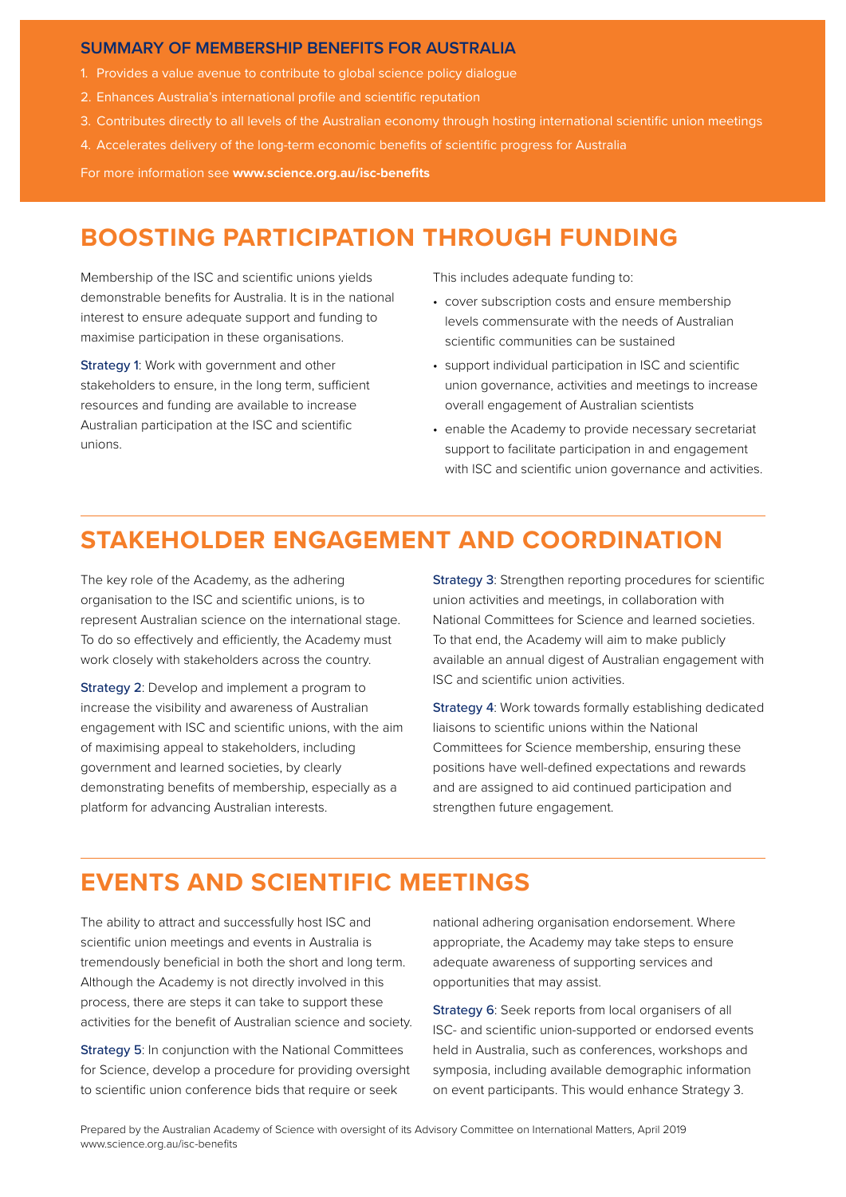### SUMMARY OF MEMBERSHIP BENEFITS FOR AUSTRALIA

1. Provides a value avenue to contribute to global science policy dialogue
2. Enhances Australia's international profile and scientific reputation
3. Contributes directly to all levels of the Australian economy through hosting international scientific union meetings
4. Accelerates delivery of the long-term economic benefits of scientific progress for Australia

For more information see **www.science.org.au/isc-benefits**

## BOOSTING PARTICIPATION THROUGH FUNDING

Membership of the ISC and scientific unions yields demonstrable benefits for Australia. It is in the national interest to ensure adequate support and funding to maximise participation in these organisations.

Strategy 1: Work with government and other stakeholders to ensure, in the long term, sufficient resources and funding are available to increase Australian participation at the ISC and scientific unions.

This includes adequate funding to:

- cover subscription costs and ensure membership levels commensurate with the needs of Australian scientific communities can be sustained
- support individual participation in ISC and scientific union governance, activities and meetings to increase overall engagement of Australian scientists
- enable the Academy to provide necessary secretariat support to facilitate participation in and engagement with ISC and scientific union governance and activities.

## STAKEHOLDER ENGAGEMENT AND COORDINATION

The key role of the Academy, as the adhering organisation to the ISC and scientific unions, is to represent Australian science on the international stage. To do so effectively and efficiently, the Academy must work closely with stakeholders across the country.

Strategy 2: Develop and implement a program to increase the visibility and awareness of Australian engagement with ISC and scientific unions, with the aim of maximising appeal to stakeholders, including government and learned societies, by clearly demonstrating benefits of membership, especially as a platform for advancing Australian interests.

Strategy 3: Strengthen reporting procedures for scientific union activities and meetings, in collaboration with National Committees for Science and learned societies. To that end, the Academy will aim to make publicly available an annual digest of Australian engagement with ISC and scientific union activities.

Strategy 4: Work towards formally establishing dedicated liaisons to scientific unions within the National Committees for Science membership, ensuring these positions have well-defined expectations and rewards and are assigned to aid continued participation and strengthen future engagement.

## EVENTS AND SCIENTIFIC MEETINGS

The ability to attract and successfully host ISC and scientific union meetings and events in Australia is tremendously beneficial in both the short and long term. Although the Academy is not directly involved in this process, there are steps it can take to support these activities for the benefit of Australian science and society.

Strategy 5: In conjunction with the National Committees for Science, develop a procedure for providing oversight to scientific union conference bids that require or seek national adhering organisation endorsement. Where appropriate, the Academy may take steps to ensure adequate awareness of supporting services and opportunities that may assist.

Strategy 6: Seek reports from local organisers of all ISC- and scientific union-supported or endorsed events held in Australia, such as conferences, workshops and symposia, including available demographic information on event participants. This would enhance Strategy 3.

Prepared by the Australian Academy of Science with oversight of its Advisory Committee on International Matters, April 2019
www.science.org.au/isc-benefits